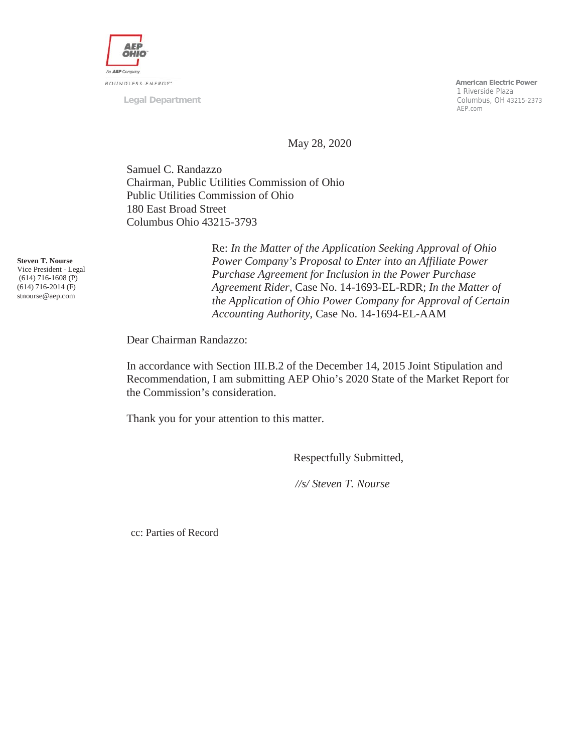AEP OHIO

An AEP Company

BOUNDLESS ENERGY

Legal Department

**American Electric Power**
1 Riverside Plaza
Columbus, OH 43215-2373
AEP.com

May 28, 2020

Samuel C. Randazzo
Chairman, Public Utilities Commission of Ohio
Public Utilities Commission of Ohio
180 East Broad Street
Columbus Ohio 43215-3793

**Steven T. Nourse**
Vice President - Legal
(614) 716-1608 (P)
(614) 716-2014 (F)
stnourse@aep.com

Re: *In the Matter of the Application Seeking Approval of Ohio Power Company's Proposal to Enter into an Affiliate Power Purchase Agreement for Inclusion in the Power Purchase Agreement Rider*, Case No. 14-1693-EL-RDR; *In the Matter of the Application of Ohio Power Company for Approval of Certain Accounting Authority*, Case No. 14-1694-EL-AAM

Dear Chairman Randazzo:

In accordance with Section III.B.2 of the December 14, 2015 Joint Stipulation and Recommendation, I am submitting AEP Ohio's 2020 State of the Market Report for the Commission's consideration.

Thank you for your attention to this matter.

Respectfully Submitted,

*//s/ Steven T. Nourse*

cc: Parties of Record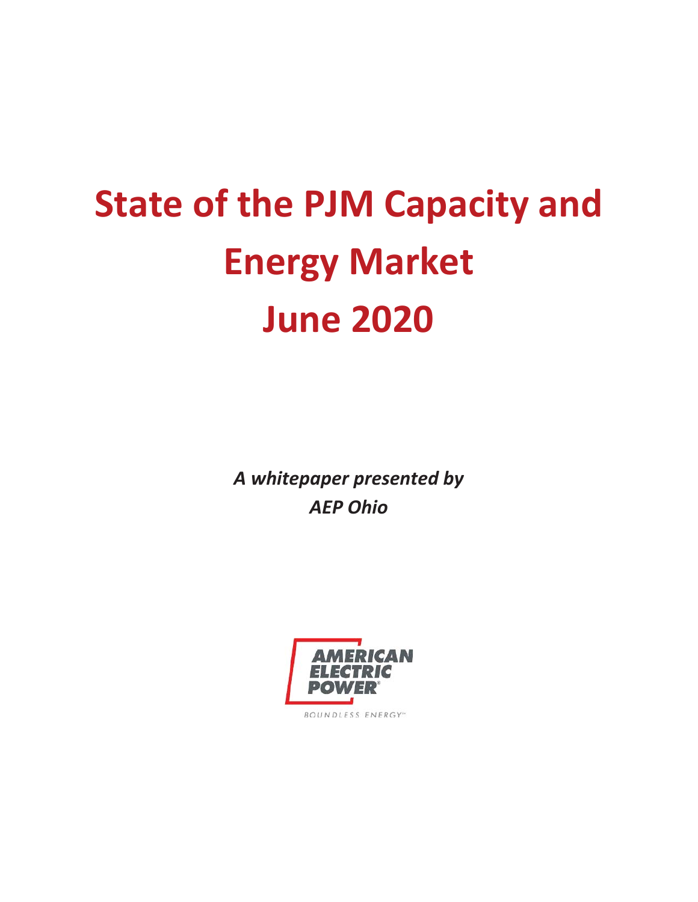# State of the PJM Capacity and Energy Market June 2020

*A whitepaper presented by AEP Ohio*

AMERICAN ELECTRIC POWER

BOUNDLESS ENERGY™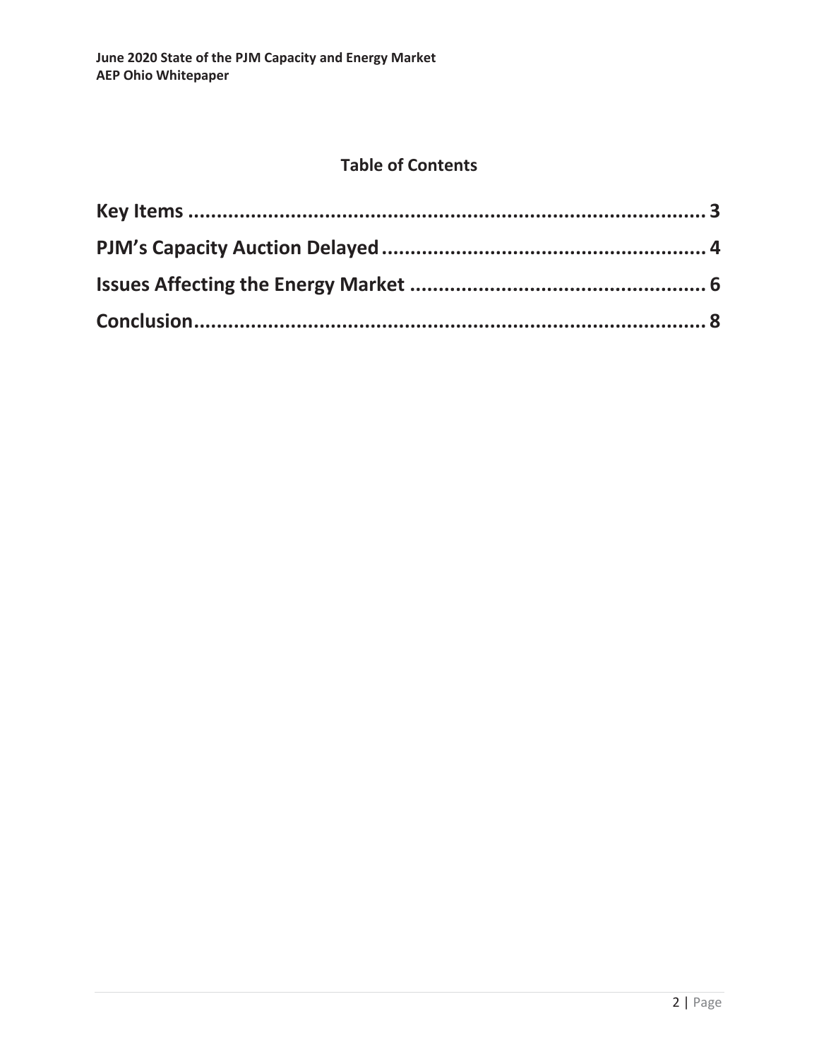## Table of Contents

**Key Items .......................................................................................... 3**

**PJM's Capacity Auction Delayed ......................................................... 4**

**Issues Affecting the Energy Market .................................................... 6**

**Conclusion.......................................................................................... 8**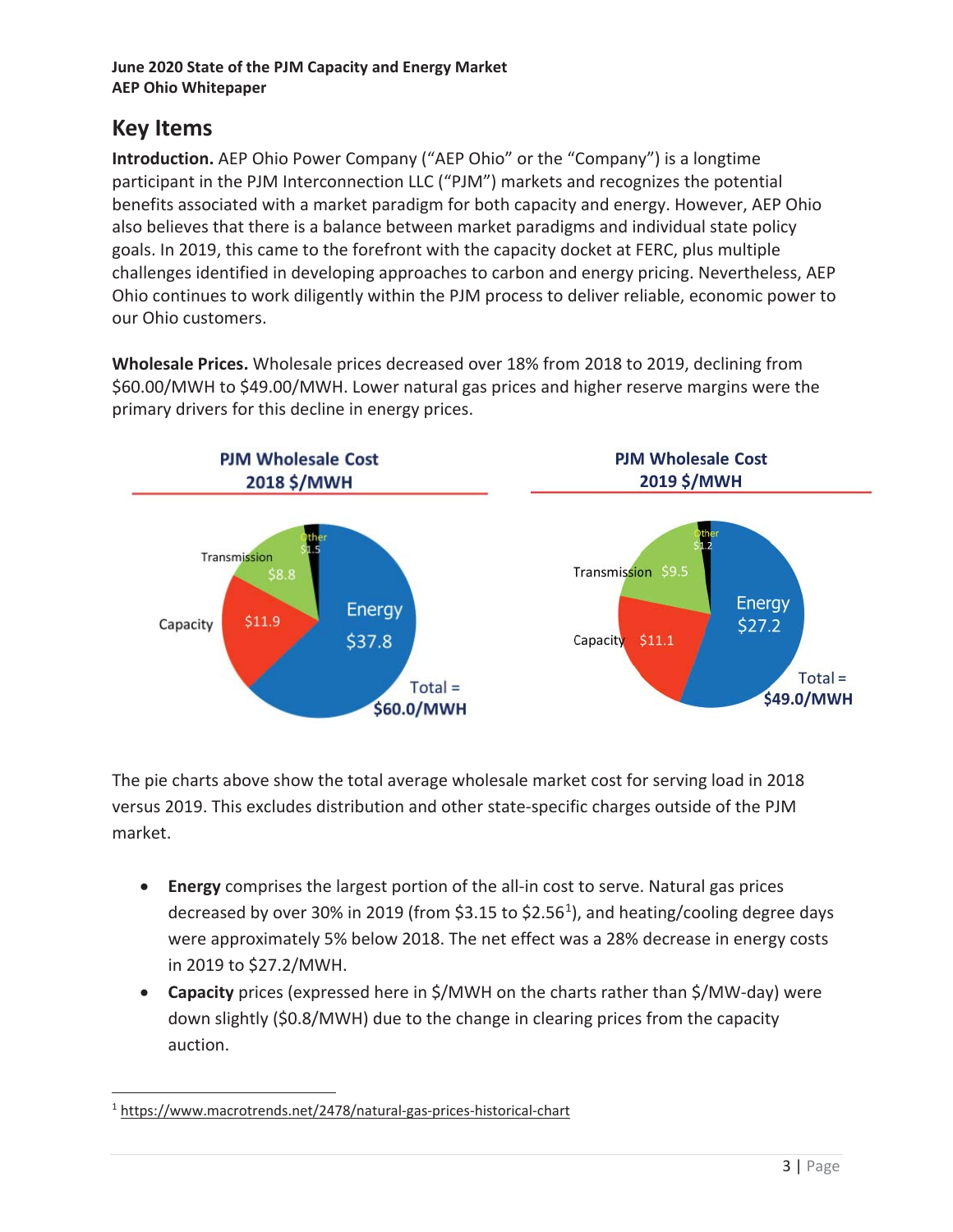## Key Items

**Introduction.** AEP Ohio Power Company ("AEP Ohio" or the "Company") is a longtime participant in the PJM Interconnection LLC ("PJM") markets and recognizes the potential benefits associated with a market paradigm for both capacity and energy. However, AEP Ohio also believes that there is a balance between market paradigms and individual state policy goals. In 2019, this came to the forefront with the capacity docket at FERC, plus multiple challenges identified in developing approaches to carbon and energy pricing. Nevertheless, AEP Ohio continues to work diligently within the PJM process to deliver reliable, economic power to our Ohio customers.

**Wholesale Prices.** Wholesale prices decreased over 18% from 2018 to 2019, declining from $60.00/MWH to $49.00/MWH. Lower natural gas prices and higher reserve margins were the primary drivers for this decline in energy prices.

**PJM Wholesale Cost 2018 $/MWH**

| Component | $/MWH |
| --- | --- |
| Energy | $37.8 |
| Capacity | $11.9 |
| Transmission | $8.8 |
| Other | $1.5 |
| Total | $60.0/MWH |

**PJM Wholesale Cost 2019 $/MWH**

| Component | $/MWH |
| --- | --- |
| Energy | $27.2 |
| Capacity | $11.1 |
| Transmission | $9.5 |
| Other | $1.2 |
| Total | $49.0/MWH |

The pie charts above show the total average wholesale market cost for serving load in 2018 versus 2019. This excludes distribution and other state-specific charges outside of the PJM market.

- **Energy** comprises the largest portion of the all-in cost to serve. Natural gas prices decreased by over 30% in 2019 (from $3.15 to $2.56[1]), and heating/cooling degree days were approximately 5% below 2018. The net effect was a 28% decrease in energy costs in 2019 to $27.2/MWH.
- **Capacity** prices (expressed here in $/MWH on the charts rather than $/MW-day) were down slightly ($0.8/MWH) due to the change in clearing prices from the capacity auction.

[1] https://www.macrotrends.net/2478/natural-gas-prices-historical-chart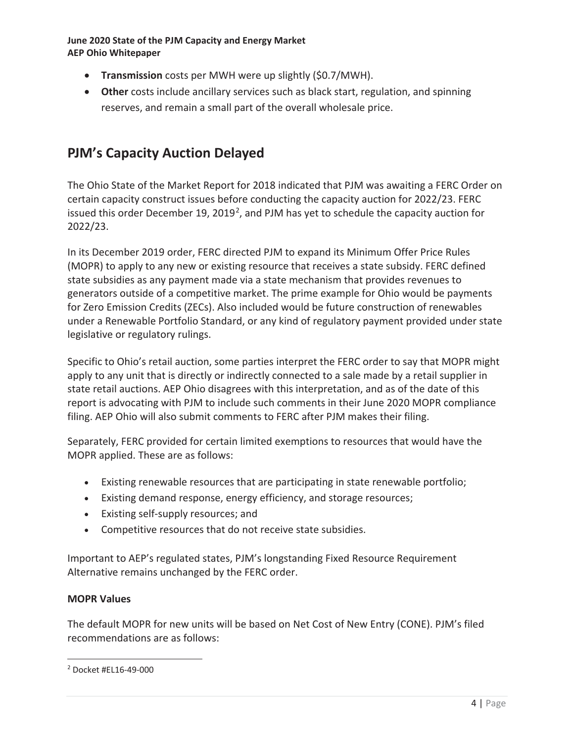- **Transmission** costs per MWH were up slightly ($0.7/MWH).
- **Other** costs include ancillary services such as black start, regulation, and spinning reserves, and remain a small part of the overall wholesale price.

## PJM's Capacity Auction Delayed

The Ohio State of the Market Report for 2018 indicated that PJM was awaiting a FERC Order on certain capacity construct issues before conducting the capacity auction for 2022/23. FERC issued this order December 19, 2019[2], and PJM has yet to schedule the capacity auction for 2022/23.

In its December 2019 order, FERC directed PJM to expand its Minimum Offer Price Rules (MOPR) to apply to any new or existing resource that receives a state subsidy. FERC defined state subsidies as any payment made via a state mechanism that provides revenues to generators outside of a competitive market. The prime example for Ohio would be payments for Zero Emission Credits (ZECs). Also included would be future construction of renewables under a Renewable Portfolio Standard, or any kind of regulatory payment provided under state legislative or regulatory rulings.

Specific to Ohio's retail auction, some parties interpret the FERC order to say that MOPR might apply to any unit that is directly or indirectly connected to a sale made by a retail supplier in state retail auctions. AEP Ohio disagrees with this interpretation, and as of the date of this report is advocating with PJM to include such comments in their June 2020 MOPR compliance filing. AEP Ohio will also submit comments to FERC after PJM makes their filing.

Separately, FERC provided for certain limited exemptions to resources that would have the MOPR applied. These are as follows:

- Existing renewable resources that are participating in state renewable portfolio;
- Existing demand response, energy efficiency, and storage resources;
- Existing self-supply resources; and
- Competitive resources that do not receive state subsidies.

Important to AEP's regulated states, PJM's longstanding Fixed Resource Requirement Alternative remains unchanged by the FERC order.

**MOPR Values**

The default MOPR for new units will be based on Net Cost of New Entry (CONE). PJM's filed recommendations are as follows:

[2] Docket #EL16-49-000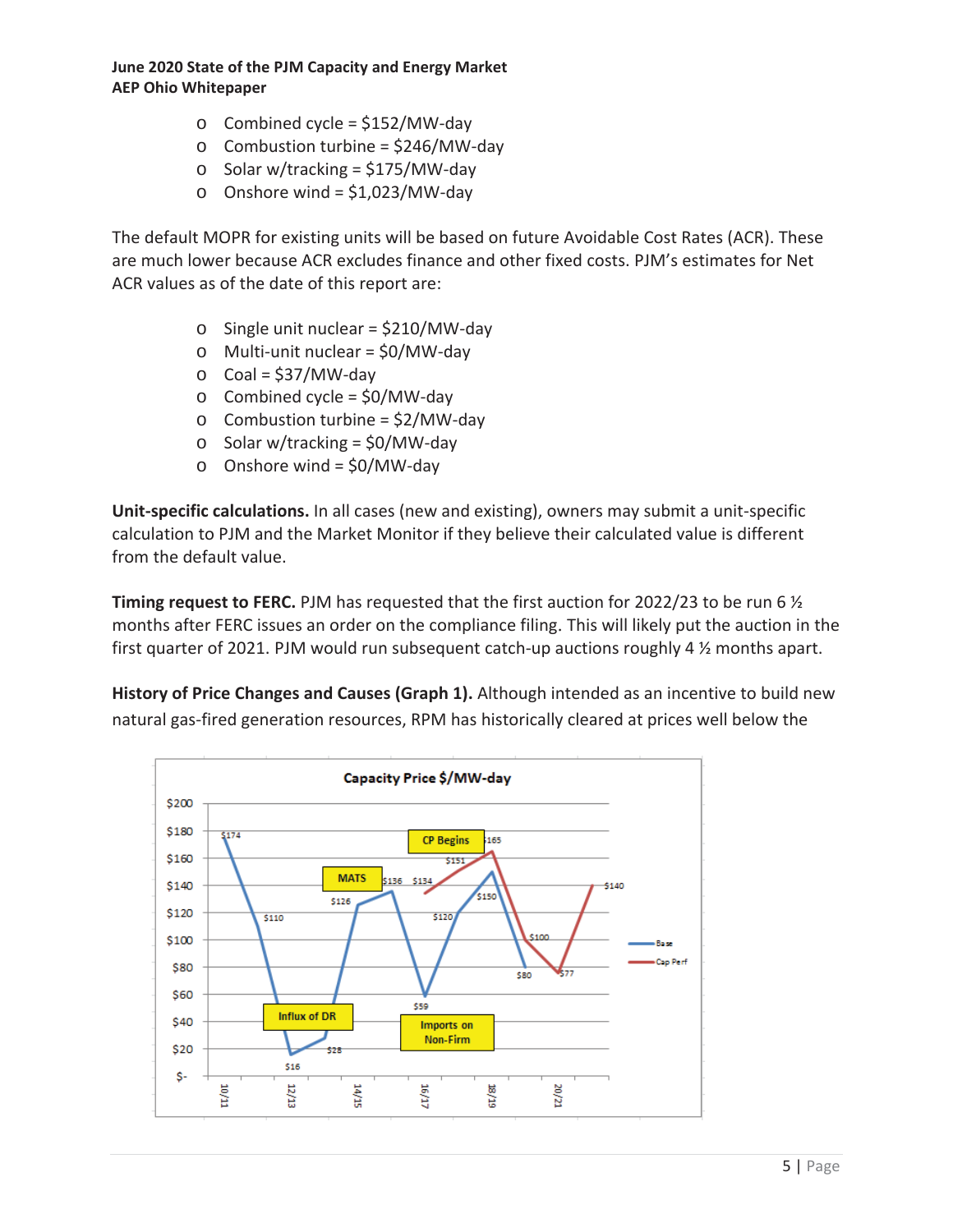- Combined cycle = \$152/MW-day
- Combustion turbine = \$246/MW-day
- Solar w/tracking = \$175/MW-day
- Onshore wind = \$1,023/MW-day

The default MOPR for existing units will be based on future Avoidable Cost Rates (ACR). These are much lower because ACR excludes finance and other fixed costs. PJM's estimates for Net ACR values as of the date of this report are:

- Single unit nuclear = \$210/MW-day
- Multi-unit nuclear = \$0/MW-day
- Coal = \$37/MW-day
- Combined cycle = \$0/MW-day
- Combustion turbine = \$2/MW-day
- Solar w/tracking = \$0/MW-day
- Onshore wind = \$0/MW-day

**Unit-specific calculations.** In all cases (new and existing), owners may submit a unit-specific calculation to PJM and the Market Monitor if they believe their calculated value is different from the default value.

**Timing request to FERC.** PJM has requested that the first auction for 2022/23 to be run 6 ½ months after FERC issues an order on the compliance filing. This will likely put the auction in the first quarter of 2021. PJM would run subsequent catch-up auctions roughly 4 ½ months apart.

**History of Price Changes and Causes (Graph 1).** Although intended as an incentive to build new natural gas-fired generation resources, RPM has historically cleared at prices well below the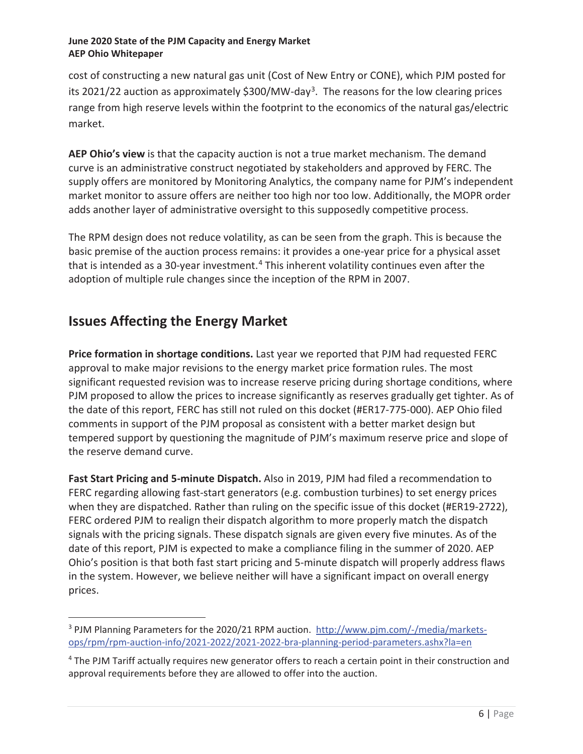cost of constructing a new natural gas unit (Cost of New Entry or CONE), which PJM posted for its 2021/22 auction as approximately $300/MW-day[3]. The reasons for the low clearing prices range from high reserve levels within the footprint to the economics of the natural gas/electric market.

**AEP Ohio's view** is that the capacity auction is not a true market mechanism. The demand curve is an administrative construct negotiated by stakeholders and approved by FERC. The supply offers are monitored by Monitoring Analytics, the company name for PJM's independent market monitor to assure offers are neither too high nor too low. Additionally, the MOPR order adds another layer of administrative oversight to this supposedly competitive process.

The RPM design does not reduce volatility, as can be seen from the graph. This is because the basic premise of the auction process remains: it provides a one-year price for a physical asset that is intended as a 30-year investment.[4] This inherent volatility continues even after the adoption of multiple rule changes since the inception of the RPM in 2007.

## Issues Affecting the Energy Market

**Price formation in shortage conditions.** Last year we reported that PJM had requested FERC approval to make major revisions to the energy market price formation rules. The most significant requested revision was to increase reserve pricing during shortage conditions, where PJM proposed to allow the prices to increase significantly as reserves gradually get tighter. As of the date of this report, FERC has still not ruled on this docket (#ER17-775-000). AEP Ohio filed comments in support of the PJM proposal as consistent with a better market design but tempered support by questioning the magnitude of PJM's maximum reserve price and slope of the reserve demand curve.

**Fast Start Pricing and 5-minute Dispatch.** Also in 2019, PJM had filed a recommendation to FERC regarding allowing fast-start generators (e.g. combustion turbines) to set energy prices when they are dispatched. Rather than ruling on the specific issue of this docket (#ER19-2722), FERC ordered PJM to realign their dispatch algorithm to more properly match the dispatch signals with the pricing signals. These dispatch signals are given every five minutes. As of the date of this report, PJM is expected to make a compliance filing in the summer of 2020. AEP Ohio's position is that both fast start pricing and 5-minute dispatch will properly address flaws in the system. However, we believe neither will have a significant impact on overall energy prices.

---

[3] PJM Planning Parameters for the 2020/21 RPM auction. http://www.pjm.com/-/media/markets-ops/rpm/rpm-auction-info/2021-2022/2021-2022-bra-planning-period-parameters.ashx?la=en

[4] The PJM Tariff actually requires new generator offers to reach a certain point in their construction and approval requirements before they are allowed to offer into the auction.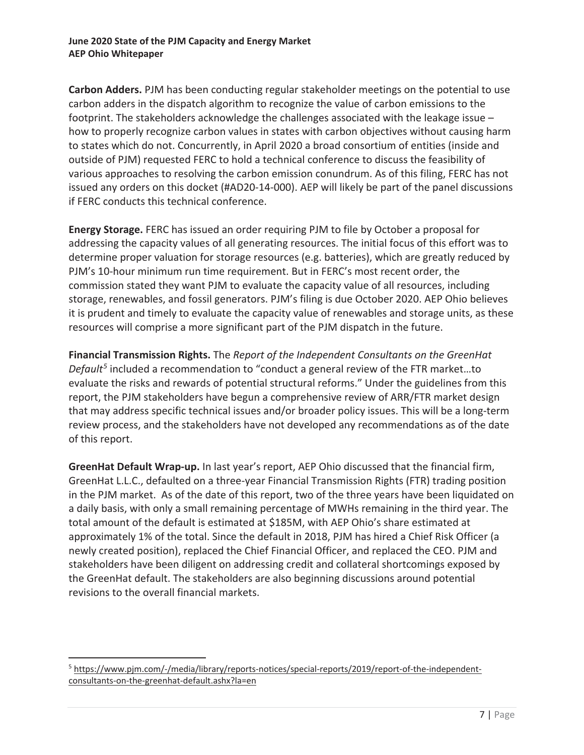**Carbon Adders.** PJM has been conducting regular stakeholder meetings on the potential to use carbon adders in the dispatch algorithm to recognize the value of carbon emissions to the footprint. The stakeholders acknowledge the challenges associated with the leakage issue – how to properly recognize carbon values in states with carbon objectives without causing harm to states which do not. Concurrently, in April 2020 a broad consortium of entities (inside and outside of PJM) requested FERC to hold a technical conference to discuss the feasibility of various approaches to resolving the carbon emission conundrum. As of this filing, FERC has not issued any orders on this docket (#AD20-14-000). AEP will likely be part of the panel discussions if FERC conducts this technical conference.

**Energy Storage.** FERC has issued an order requiring PJM to file by October a proposal for addressing the capacity values of all generating resources. The initial focus of this effort was to determine proper valuation for storage resources (e.g. batteries), which are greatly reduced by PJM's 10-hour minimum run time requirement. But in FERC's most recent order, the commission stated they want PJM to evaluate the capacity value of all resources, including storage, renewables, and fossil generators. PJM's filing is due October 2020. AEP Ohio believes it is prudent and timely to evaluate the capacity value of renewables and storage units, as these resources will comprise a more significant part of the PJM dispatch in the future.

**Financial Transmission Rights.** The *Report of the Independent Consultants on the GreenHat Default*[5] included a recommendation to "conduct a general review of the FTR market…to evaluate the risks and rewards of potential structural reforms." Under the guidelines from this report, the PJM stakeholders have begun a comprehensive review of ARR/FTR market design that may address specific technical issues and/or broader policy issues. This will be a long-term review process, and the stakeholders have not developed any recommendations as of the date of this report.

**GreenHat Default Wrap-up.** In last year's report, AEP Ohio discussed that the financial firm, GreenHat L.L.C., defaulted on a three-year Financial Transmission Rights (FTR) trading position in the PJM market. As of the date of this report, two of the three years have been liquidated on a daily basis, with only a small remaining percentage of MWHs remaining in the third year. The total amount of the default is estimated at $185M, with AEP Ohio's share estimated at approximately 1% of the total. Since the default in 2018, PJM has hired a Chief Risk Officer (a newly created position), replaced the Chief Financial Officer, and replaced the CEO. PJM and stakeholders have been diligent on addressing credit and collateral shortcomings exposed by the GreenHat default. The stakeholders are also beginning discussions around potential revisions to the overall financial markets.

---

[5] https://www.pjm.com/-/media/library/reports-notices/special-reports/2019/report-of-the-independent-consultants-on-the-greenhat-default.ashx?la=en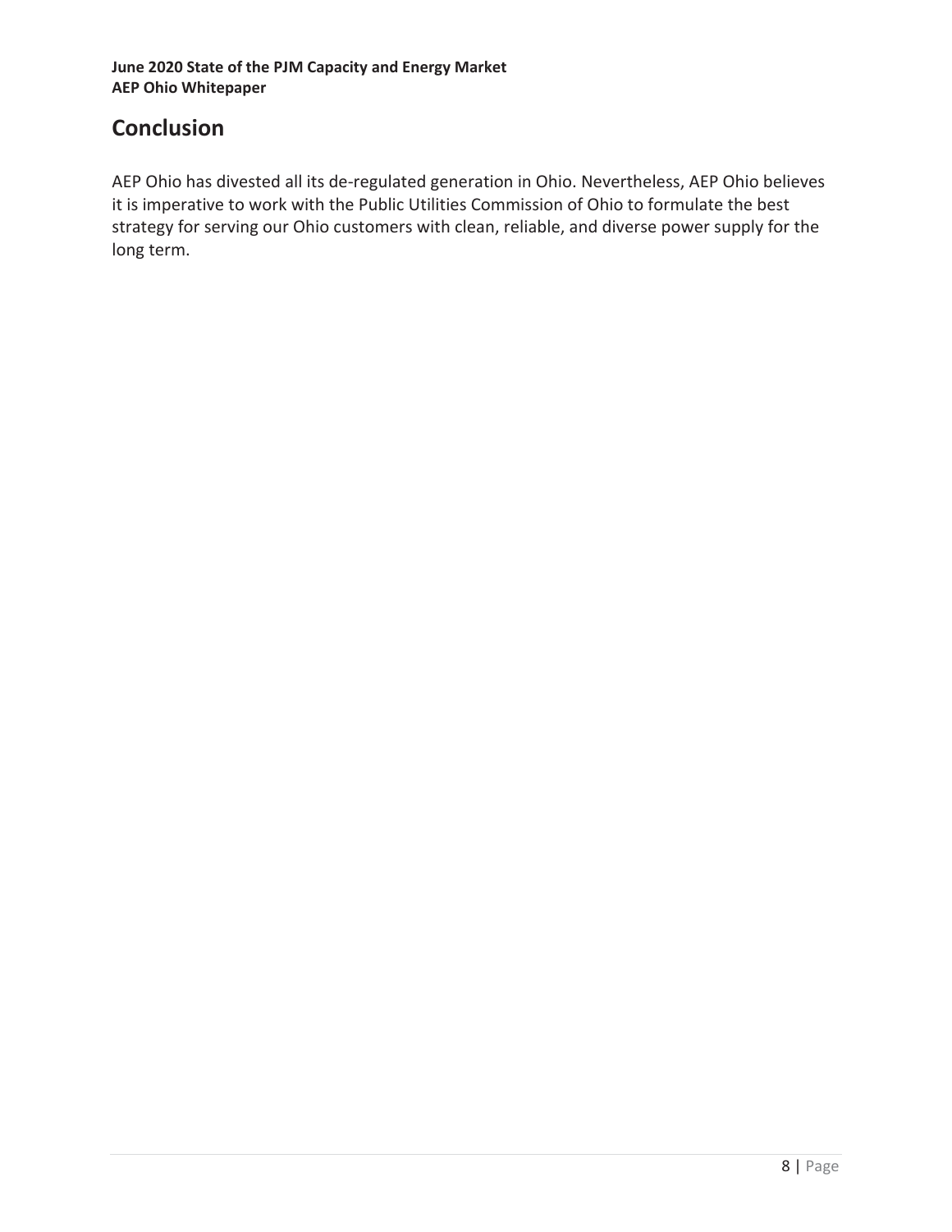## Conclusion

AEP Ohio has divested all its de-regulated generation in Ohio. Nevertheless, AEP Ohio believes it is imperative to work with the Public Utilities Commission of Ohio to formulate the best strategy for serving our Ohio customers with clean, reliable, and diverse power supply for the long term.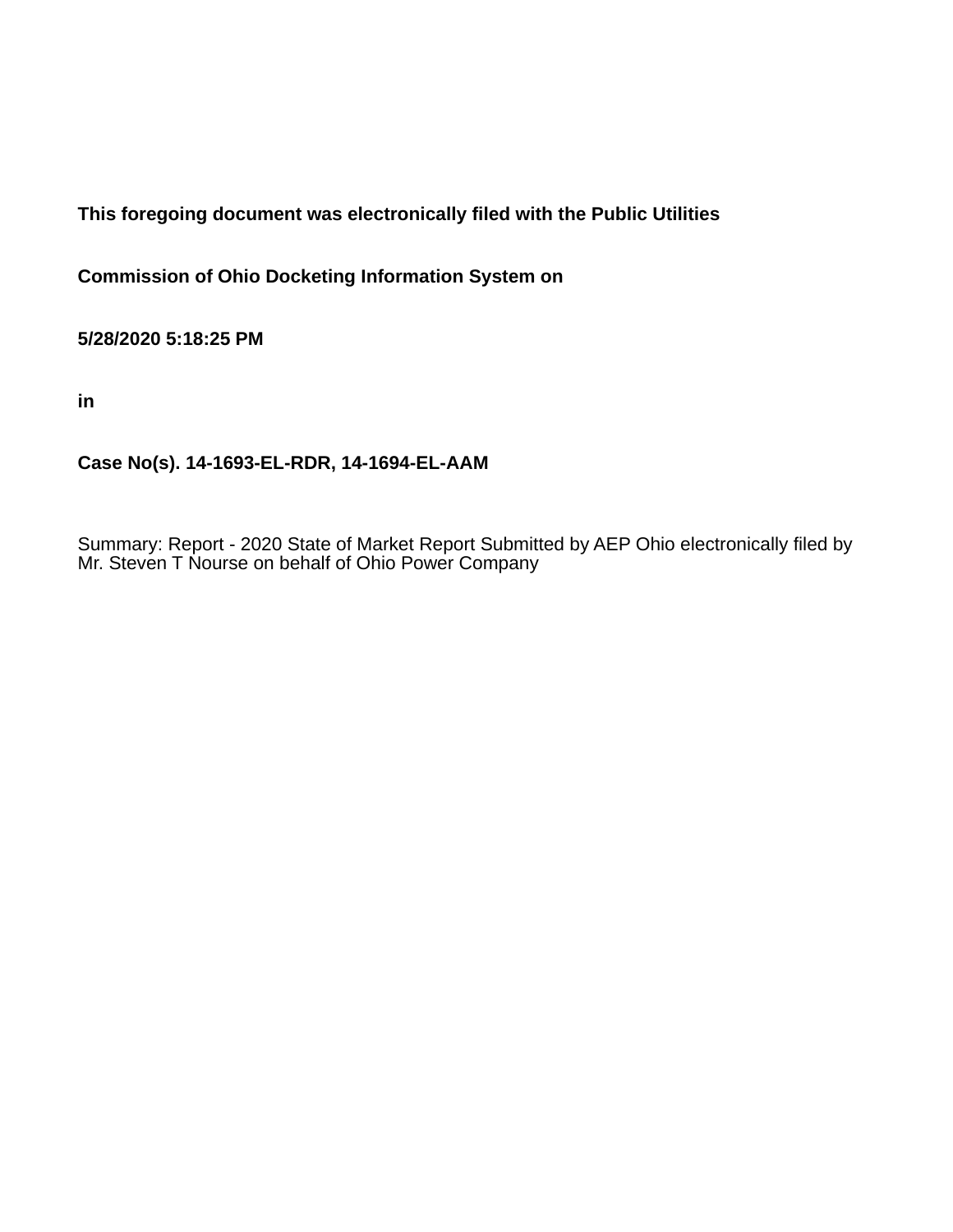**This foregoing document was electronically filed with the Public Utilities**

**Commission of Ohio Docketing Information System on**

**5/28/2020 5:18:25 PM**

**in**

**Case No(s). 14-1693-EL-RDR, 14-1694-EL-AAM**

Summary: Report - 2020 State of Market Report Submitted by AEP Ohio electronically filed by Mr. Steven T Nourse on behalf of Ohio Power Company